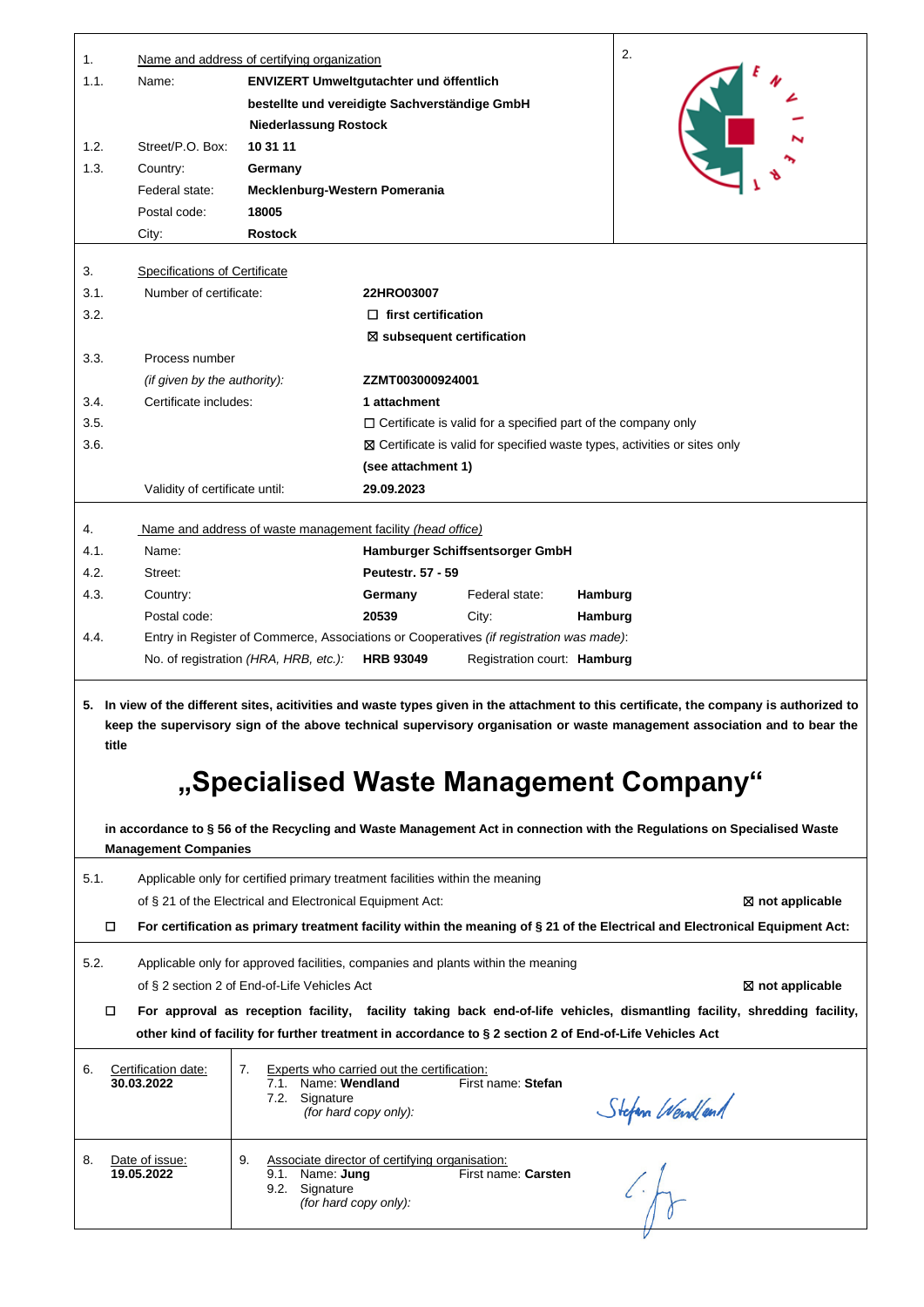| | | | |
|---|---|---|---|
| 1. | Name and address of certifying organization | | 2. |
| 1.1. | Name: | **ENVIZERT Umweltgutachter und öffentlich bestellte und vereidigte Sachverständige GmbH Niederlassung Rostock** | |
| 1.2. | Street/P.O. Box: | **10 31 11** | |
| 1.3. | Country: | **Germany** | |
| | Federal state: | **Mecklenburg-Western Pomerania** | |
| | Postal code: | **18005** | |
| | City: | **Rostock** | |

| | | |
|---|---|---|
| 3. | Specifications of Certificate | |
| 3.1. | Number of certificate: | **22HRO03007** |
| 3.2. | | ☐ **first certification** |
| | | ☒ **subsequent certification** |
| 3.3. | Process number *(if given by the authority)*: | **ZZMT003000924001** |
| 3.4. | Certificate includes: | **1 attachment** |
| 3.5. | | ☐ Certificate is valid for a specified part of the company only |
| 3.6. | | ☒ Certificate is valid for specified waste types, activities or sites only **(see attachment 1)** |
| | Validity of certificate until: | **29.09.2023** |

| | | | | |
|---|---|---|---|---|
| 4. | Name and address of waste management facility *(head office)* | | | |
| 4.1. | Name: | **Hamburger Schiffsentsorger GmbH** | | |
| 4.2. | Street: | **Peutestr. 57 - 59** | | |
| 4.3. | Country: | **Germany** | Federal state: | **Hamburg** |
| | Postal code: | **20539** | City: | **Hamburg** |
| 4.4. | Entry in Register of Commerce, Associations or Cooperatives *(if registration was made)*: | | | |
| | No. of registration *(HRA, HRB, etc.)*: | **HRB 93049** | Registration court: | **Hamburg** |

**5. In view of the different sites, acitivities and waste types given in the attachment to this certificate, the company is authorized to keep the supervisory sign of the above technical supervisory organisation or waste management association and to bear the title**

# „Specialised Waste Management Company“

**in accordance to § 56 of the Recycling and Waste Management Act in connection with the Regulations on Specialised Waste Management Companies**

5.1. Applicable only for certified primary treatment facilities within the meaning of § 21 of the Electrical and Electronical Equipment Act: ☒ **not applicable**

☐ **For certification as primary treatment facility within the meaning of § 21 of the Electrical and Electronical Equipment Act:**

5.2. Applicable only for approved facilities, companies and plants within the meaning of § 2 section 2 of End-of-Life Vehicles Act ☒ **not applicable**

☐ **For approval as reception facility, facility taking back end-of-life vehicles, dismantling facility, shredding facility, other kind of facility for further treatment in accordance to § 2 section 2 of End-of-Life Vehicles Act**

| | |
|---|---|
| 6. Certification date: **30.03.2022** | 7. Experts who carried out the certification:<br>7.1. Name: **Wendland** First name: **Stefan**<br>7.2. Signature *(for hard copy only)*: Stefan Wendland |
| 8. Date of issue: **19.05.2022** | 9. Associate director of certifying organisation:<br>9.1. Name: **Jung** First name: **Carsten**<br>9.2. Signature *(for hard copy only)*: |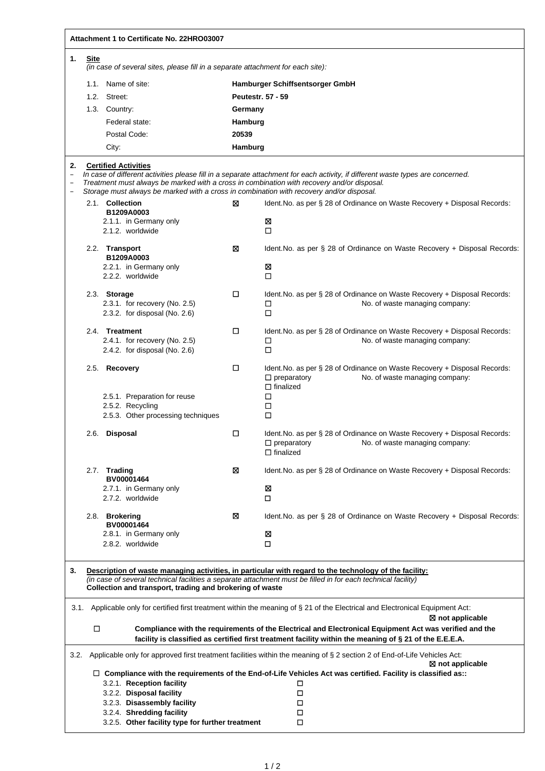**Attachment 1 to Certificate No. 22HRO03007**

## 1. Site

*(in case of several sites, please fill in a separate attachment for each site):*

| | | |
|---|---|---|
| 1.1. | Name of site: | **Hamburger Schiffsentsorger GmbH** |
| 1.2. | Street: | **Peutestr. 57 - 59** |
| 1.3. | Country: | **Germany** |
| | Federal state: | **Hamburg** |
| | Postal Code: | **20539** |
| | City: | **Hamburg** |

## 2. Certified Activities

- *In case of different activities please fill in a separate attachment for each activity, if different waste types are concerned.*
- *Treatment must always be marked with a cross in combination with recovery and/or disposal.*
- *Storage must always be marked with a cross in combination with recovery and/or disposal.*

2.1. **Collection** ☒ Ident.No. as per § 28 of Ordinance on Waste Recovery + Disposal Records:
**B1209A0003**
- 2.1.1. in Germany only ☒
- 2.1.2. worldwide ☐

2.2. **Transport** ☒ Ident.No. as per § 28 of Ordinance on Waste Recovery + Disposal Records:
**B1209A0003**
- 2.2.1. in Germany only ☒
- 2.2.2. worldwide ☐

2.3. **Storage** ☐ Ident.No. as per § 28 of Ordinance on Waste Recovery + Disposal Records:
- 2.3.1. for recovery (No. 2.5) ☐ No. of waste managing company:
- 2.3.2. for disposal (No. 2.6) ☐

2.4. **Treatment** ☐ Ident.No. as per § 28 of Ordinance on Waste Recovery + Disposal Records:
- 2.4.1. for recovery (No. 2.5) ☐ No. of waste managing company:
- 2.4.2. for disposal (No. 2.6) ☐

2.5. **Recovery** ☐ Ident.No. as per § 28 of Ordinance on Waste Recovery + Disposal Records:
☐ preparatory No. of waste managing company:
☐ finalized
- 2.5.1. Preparation for reuse ☐
- 2.5.2. Recycling ☐
- 2.5.3. Other processing techniques ☐

2.6. **Disposal** ☐ Ident.No. as per § 28 of Ordinance on Waste Recovery + Disposal Records:
☐ preparatory No. of waste managing company:
☐ finalized

2.7. **Trading** ☒ Ident.No. as per § 28 of Ordinance on Waste Recovery + Disposal Records:
**BV00001464**
- 2.7.1. in Germany only ☒
- 2.7.2. worldwide ☐

2.8. **Brokering** ☒ Ident.No. as per § 28 of Ordinance on Waste Recovery + Disposal Records:
**BV00001464**
- 2.8.1. in Germany only ☒
- 2.8.2. worldwide ☐

## 3. Description of waste managing activities, in particular with regard to the technology of the facility:

*(in case of several technical facilities a separate attachment must be filled in for each technical facility)*

**Collection and transport, trading and brokering of waste**

3.1. Applicable only for certified first treatment within the meaning of § 21 of the Electrical and Electronical Equipment Act:

☒ **not applicable**

☐ **Compliance with the requirements of the Electrical and Electronical Equipment Act was verified and the facility is classified as certified first treatment facility within the meaning of § 21 of the E.E.E.A.**

3.2. Applicable only for approved first treatment facilities within the meaning of § 2 section 2 of End-of-Life Vehicles Act:

☒ **not applicable**

☐ **Compliance with the requirements of the End-of-Life Vehicles Act was certified. Facility is classified as::**
- 3.2.1. **Reception facility** ☐
- 3.2.2. **Disposal facility** ☐
- 3.2.3. **Disassembly facility** ☐
- 3.2.4. **Shredding facility** ☐
- 3.2.5. **Other facility type for further treatment** ☐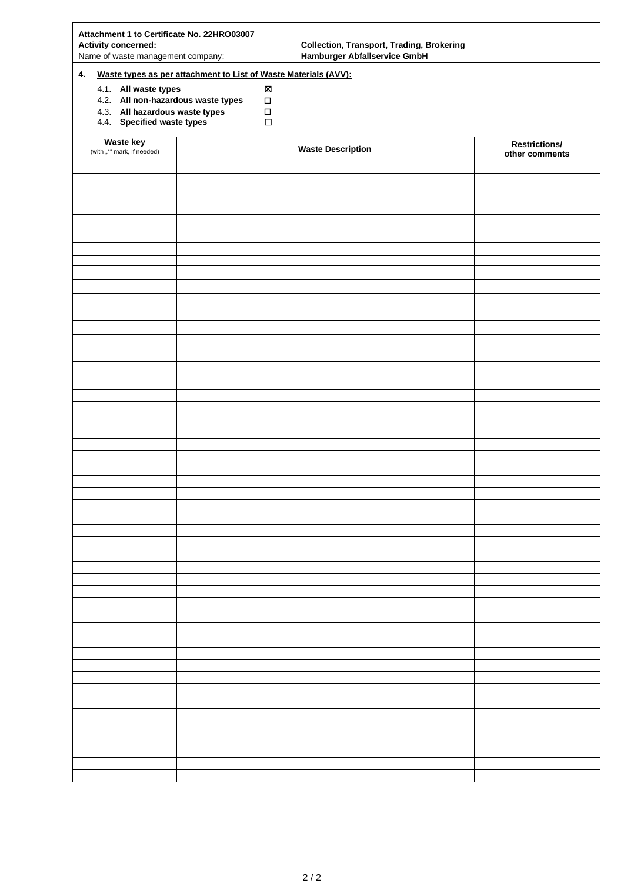**Attachment 1 to Certificate No. 22HRO03007**
**Activity concerned:** **Collection, Transport, Trading, Brokering**
Name of waste management company: **Hamburger Abfallservice GmbH**

**4. Waste types as per attachment to List of Waste Materials (AVV):**

4.1. **All waste types** ☒
4.2. **All non-hazardous waste types** ☐
4.3. **All hazardous waste types** ☐
4.4. **Specified waste types** ☐

| Waste key (with „*" mark, if needed) | Waste Description | Restrictions/ other comments |
|---|---|---|
| | | |
| | | |
| | | |
| | | |
| | | |
| | | |
| | | |
| | | |
| | | |
| | | |
| | | |
| | | |
| | | |
| | | |
| | | |
| | | |
| | | |
| | | |
| | | |
| | | |
| | | |
| | | |
| | | |
| | | |
| | | |
| | | |
| | | |
| | | |
| | | |
| | | |
| | | |
| | | |
| | | |
| | | |
| | | |
| | | |
| | | |
| | | |
| | | |
| | | |
| | | |
| | | |
| | | |
| | | |
| | | |
| | | |
| | | |
| | | |
| | | |
| | | |
| | | |